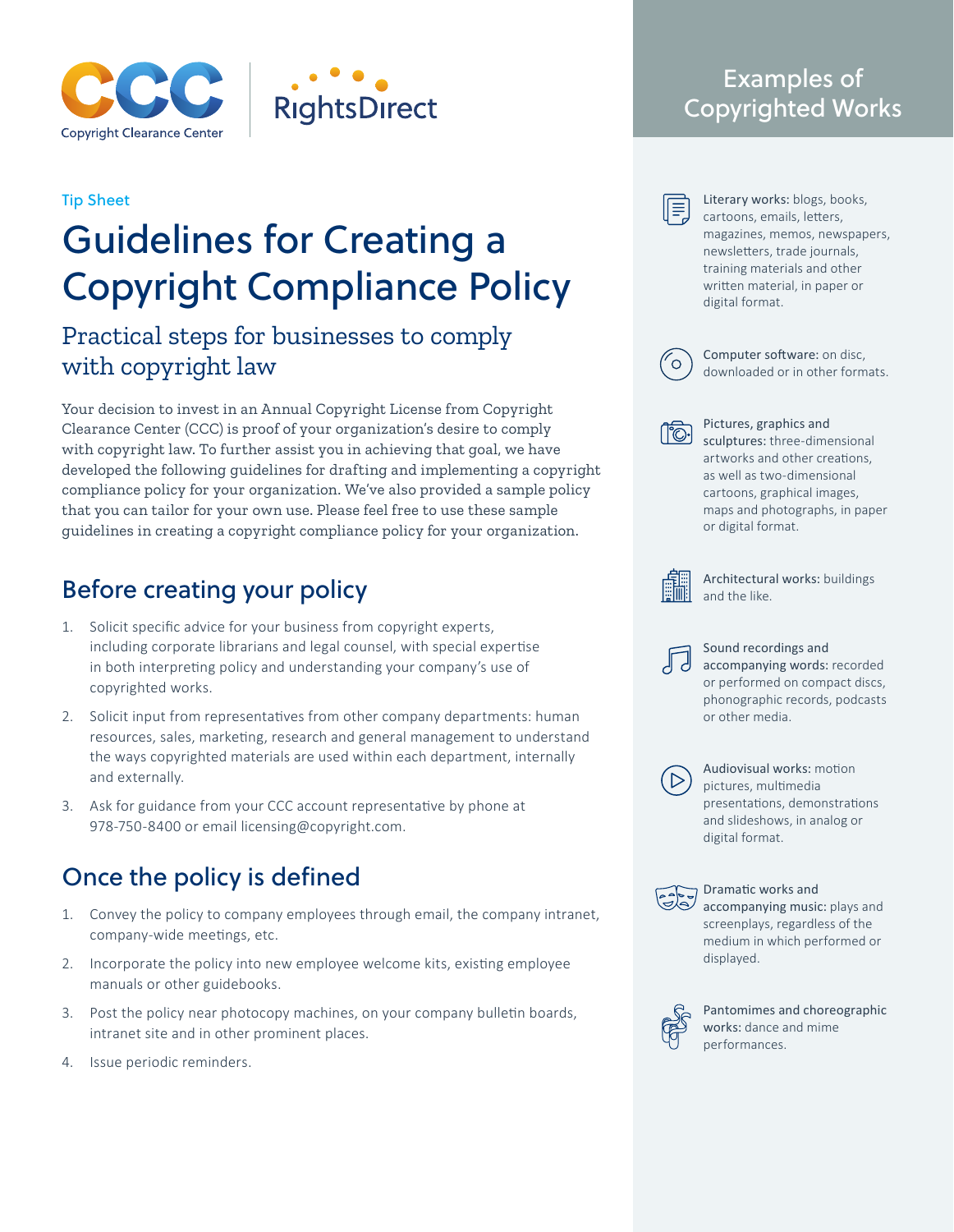Copyright Clearance Center | RightsDirect

Tip Sheet

# Guidelines for Creating a Copyright Compliance Policy

## Practical steps for businesses to comply with copyright law

Your decision to invest in an Annual Copyright License from Copyright Clearance Center (CCC) is proof of your organization's desire to comply with copyright law. To further assist you in achieving that goal, we have developed the following guidelines for drafting and implementing a copyright compliance policy for your organization. We've also provided a sample policy that you can tailor for your own use. Please feel free to use these sample guidelines in creating a copyright compliance policy for your organization.

## Before creating your policy

1. Solicit specific advice for your business from copyright experts, including corporate librarians and legal counsel, with special expertise in both interpreting policy and understanding your company's use of copyrighted works.
2. Solicit input from representatives from other company departments: human resources, sales, marketing, research and general management to understand the ways copyrighted materials are used within each department, internally and externally.
3. Ask for guidance from your CCC account representative by phone at 978-750-8400 or email licensing@copyright.com.

## Once the policy is defined

1. Convey the policy to company employees through email, the company intranet, company-wide meetings, etc.
2. Incorporate the policy into new employee welcome kits, existing employee manuals or other guidebooks.
3. Post the policy near photocopy machines, on your company bulletin boards, intranet site and in other prominent places.
4. Issue periodic reminders.

## Examples of Copyrighted Works

**Literary works:** blogs, books, cartoons, emails, letters, magazines, memos, newspapers, newsletters, trade journals, training materials and other written material, in paper or digital format.

**Computer software:** on disc, downloaded or in other formats.

**Pictures, graphics and sculptures:** three-dimensional artworks and other creations, as well as two-dimensional cartoons, graphical images, maps and photographs, in paper or digital format.

**Architectural works:** buildings and the like.

**Sound recordings and accompanying words:** recorded or performed on compact discs, phonographic records, podcasts or other media.

**Audiovisual works:** motion pictures, multimedia presentations, demonstrations and slideshows, in analog or digital format.

**Dramatic works and accompanying music:** plays and screenplays, regardless of the medium in which performed or displayed.

**Pantomimes and choreographic works:** dance and mime performances.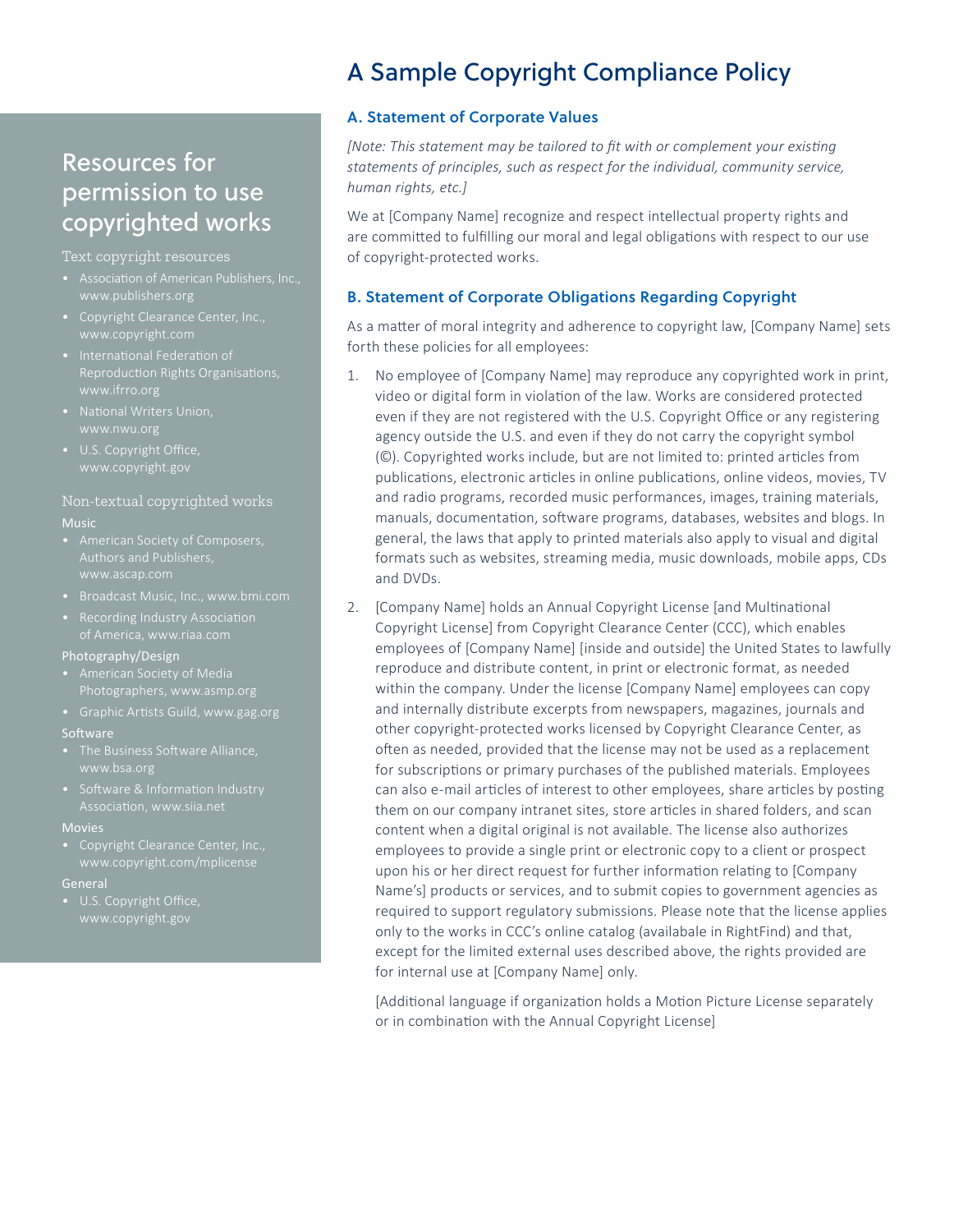# A Sample Copyright Compliance Policy

## A. Statement of Corporate Values

*[Note: This statement may be tailored to fit with or complement your existing statements of principles, such as respect for the individual, community service, human rights, etc.]*

We at [Company Name] recognize and respect intellectual property rights and are committed to fulfilling our moral and legal obligations with respect to our use of copyright-protected works.

## B. Statement of Corporate Obligations Regarding Copyright

As a matter of moral integrity and adherence to copyright law, [Company Name] sets forth these policies for all employees:

1. No employee of [Company Name] may reproduce any copyrighted work in print, video or digital form in violation of the law. Works are considered protected even if they are not registered with the U.S. Copyright Office or any registering agency outside the U.S. and even if they do not carry the copyright symbol (©). Copyrighted works include, but are not limited to: printed articles from publications, electronic articles in online publications, online videos, movies, TV and radio programs, recorded music performances, images, training materials, manuals, documentation, software programs, databases, websites and blogs. In general, the laws that apply to printed materials also apply to visual and digital formats such as websites, streaming media, music downloads, mobile apps, CDs and DVDs.

2. [Company Name] holds an Annual Copyright License [and Multinational Copyright License] from Copyright Clearance Center (CCC), which enables employees of [Company Name] [inside and outside] the United States to lawfully reproduce and distribute content, in print or electronic format, as needed within the company. Under the license [Company Name] employees can copy and internally distribute excerpts from newspapers, magazines, journals and other copyright-protected works licensed by Copyright Clearance Center, as often as needed, provided that the license may not be used as a replacement for subscriptions or primary purchases of the published materials. Employees can also e-mail articles of interest to other employees, share articles by posting them on our company intranet sites, store articles in shared folders, and scan content when a digital original is not available. The license also authorizes employees to provide a single print or electronic copy to a client or prospect upon his or her direct request for further information relating to [Company Name's] products or services, and to submit copies to government agencies as required to support regulatory submissions. Please note that the license applies only to the works in CCC's online catalog (availabale in RightFind) and that, except for the limited external uses described above, the rights provided are for internal use at [Company Name] only.

   [Additional language if organization holds a Motion Picture License separately or in combination with the Annual Copyright License]

## Resources for permission to use copyrighted works

### Text copyright resources

- Association of American Publishers, Inc., www.publishers.org
- Copyright Clearance Center, Inc., www.copyright.com
- International Federation of Reproduction Rights Organisations, www.ifrro.org
- National Writers Union, www.nwu.org
- U.S. Copyright Office, www.copyright.gov

### Non-textual copyrighted works

**Music**

- American Society of Composers, Authors and Publishers, www.ascap.com
- Broadcast Music, Inc., www.bmi.com
- Recording Industry Association of America, www.riaa.com

**Photography/Design**

- American Society of Media Photographers, www.asmp.org
- Graphic Artists Guild, www.gag.org

**Software**

- The Business Software Alliance, www.bsa.org
- Software & Information Industry Association, www.siia.net

**Movies**

- Copyright Clearance Center, Inc., www.copyright.com/mplicense

**General**

- U.S. Copyright Office, www.copyright.gov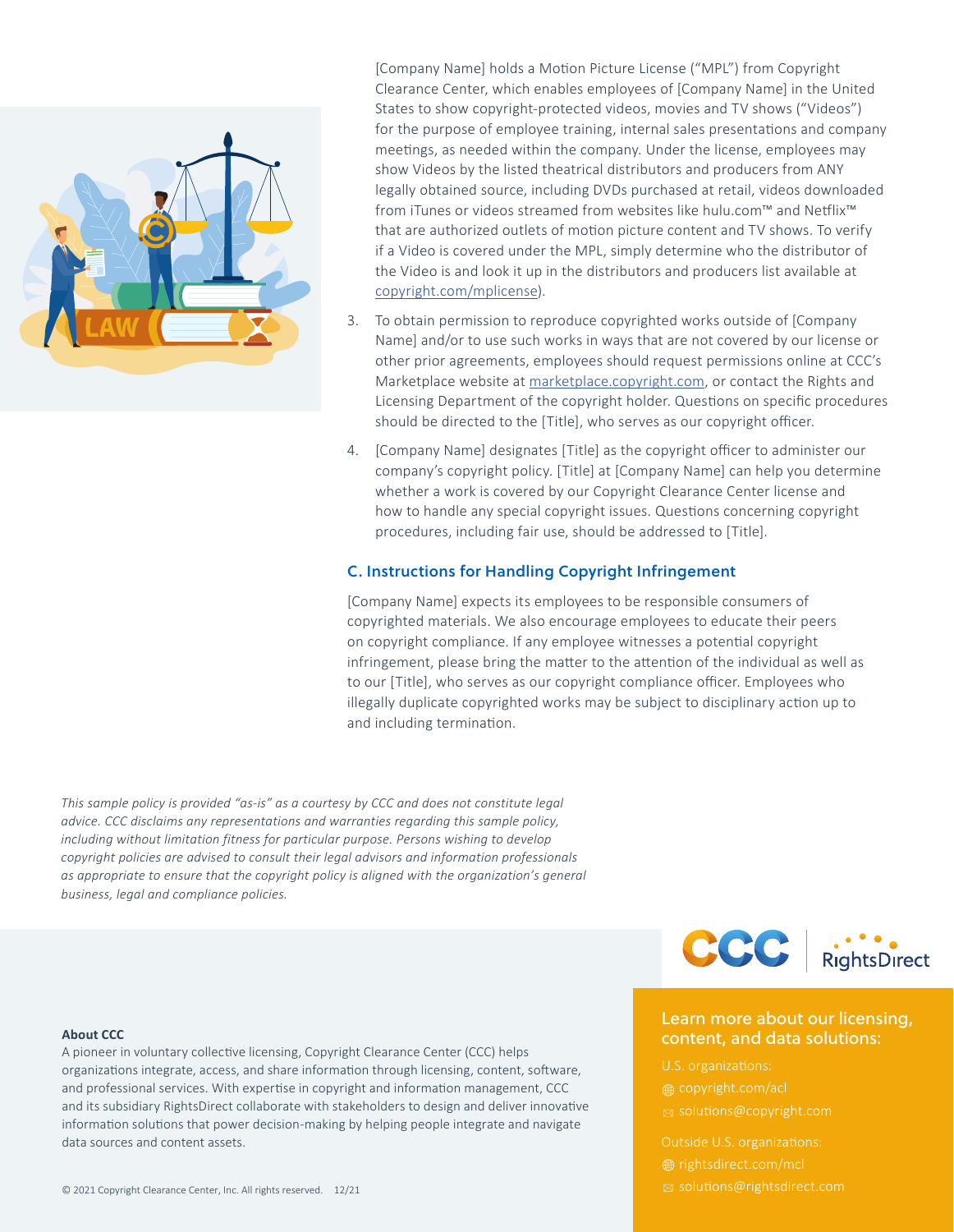[Company Name] holds a Motion Picture License ("MPL") from Copyright Clearance Center, which enables employees of [Company Name] in the United States to show copyright-protected videos, movies and TV shows ("Videos") for the purpose of employee training, internal sales presentations and company meetings, as needed within the company. Under the license, employees may show Videos by the listed theatrical distributors and producers from ANY legally obtained source, including DVDs purchased at retail, videos downloaded from iTunes or videos streamed from websites like hulu.com™ and Netflix™ that are authorized outlets of motion picture content and TV shows. To verify if a Video is covered under the MPL, simply determine who the distributor of the Video is and look it up in the distributors and producers list available at copyright.com/mplicense).

3. To obtain permission to reproduce copyrighted works outside of [Company Name] and/or to use such works in ways that are not covered by our license or other prior agreements, employees should request permissions online at CCC's Marketplace website at marketplace.copyright.com, or contact the Rights and Licensing Department of the copyright holder. Questions on specific procedures should be directed to the [Title], who serves as our copyright officer.

4. [Company Name] designates [Title] as the copyright officer to administer our company's copyright policy. [Title] at [Company Name] can help you determine whether a work is covered by our Copyright Clearance Center license and how to handle any special copyright issues. Questions concerning copyright procedures, including fair use, should be addressed to [Title].

## C. Instructions for Handling Copyright Infringement

[Company Name] expects its employees to be responsible consumers of copyrighted materials. We also encourage employees to educate their peers on copyright compliance. If any employee witnesses a potential copyright infringement, please bring the matter to the attention of the individual as well as to our [Title], who serves as our copyright compliance officer. Employees who illegally duplicate copyrighted works may be subject to disciplinary action up to and including termination.

*This sample policy is provided "as-is" as a courtesy by CCC and does not constitute legal advice. CCC disclaims any representations and warranties regarding this sample policy, including without limitation fitness for particular purpose. Persons wishing to develop copyright policies are advised to consult their legal advisors and information professionals as appropriate to ensure that the copyright policy is aligned with the organization's general business, legal and compliance policies.*

**About CCC**

A pioneer in voluntary collective licensing, Copyright Clearance Center (CCC) helps organizations integrate, access, and share information through licensing, content, software, and professional services. With expertise in copyright and information management, CCC and its subsidiary RightsDirect collaborate with stakeholders to design and deliver innovative information solutions that power decision-making by helping people integrate and navigate data sources and content assets.

© 2021 Copyright Clearance Center, Inc. All rights reserved. 12/21

CCC | RightsDirect

### Learn more about our licensing, content, and data solutions:

U.S. organizations:

- copyright.com/acl
- solutions@copyright.com

Outside U.S. organizations:

- rightsdirect.com/mcl
- solutions@rightsdirect.com